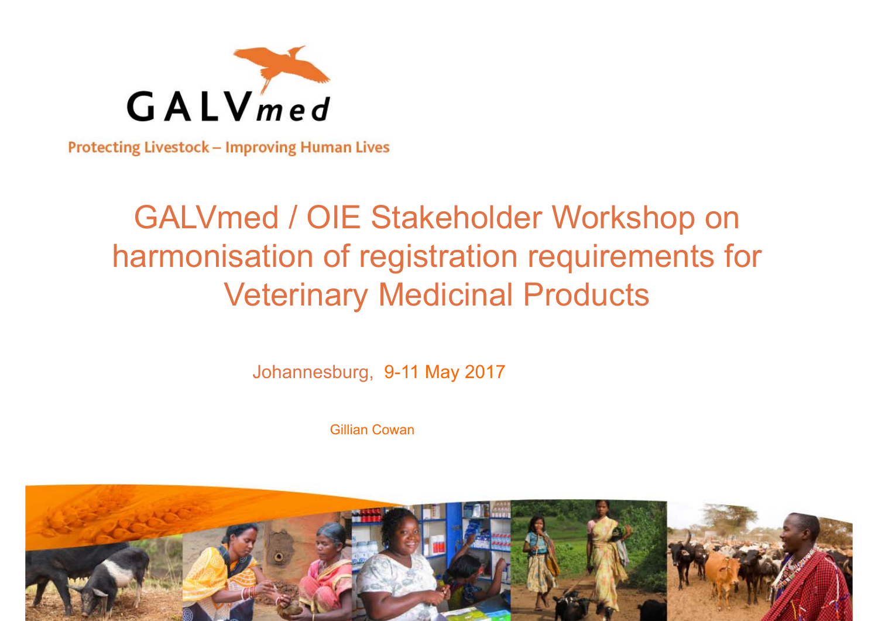GALVmed

Protecting Livestock – Improving Human Lives

# GALVmed / OIE Stakeholder Workshop on harmonisation of registration requirements for Veterinary Medicinal Products

Johannesburg, 9-11 May 2017

Gillian Cowan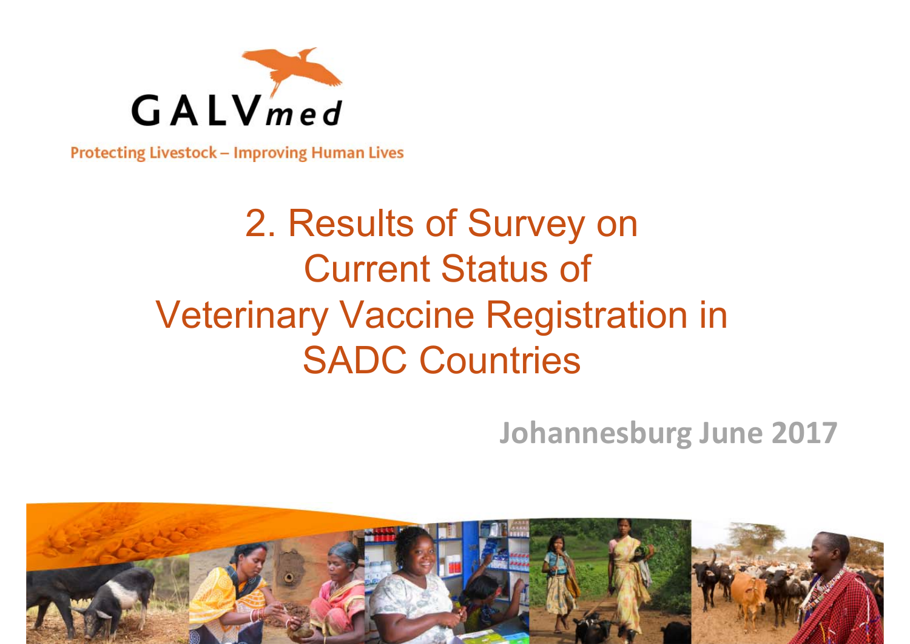GALVmed

Protecting Livestock – Improving Human Lives

# 2. Results of Survey on Current Status of Veterinary Vaccine Registration in SADC Countries

**Johannesburg June 2017**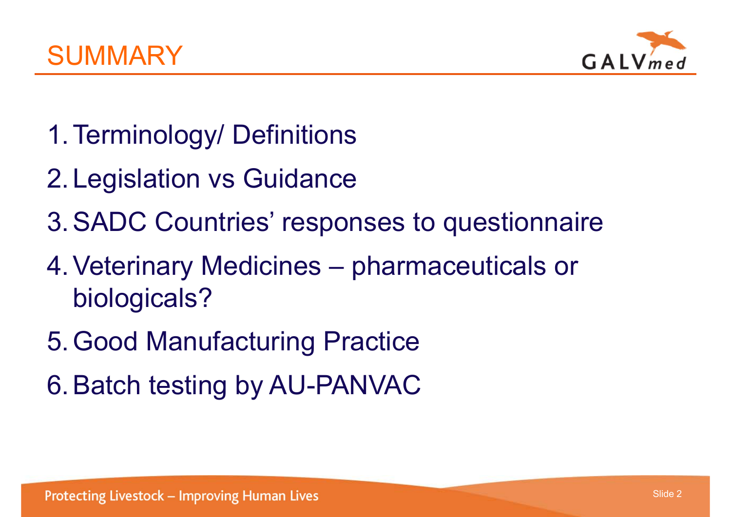# SUMMARY

1. Terminology/ Definitions
2. Legislation vs Guidance
3. SADC Countries' responses to questionnaire
4. Veterinary Medicines – pharmaceuticals or biologicals?
5. Good Manufacturing Practice
6. Batch testing by AU-PANVAC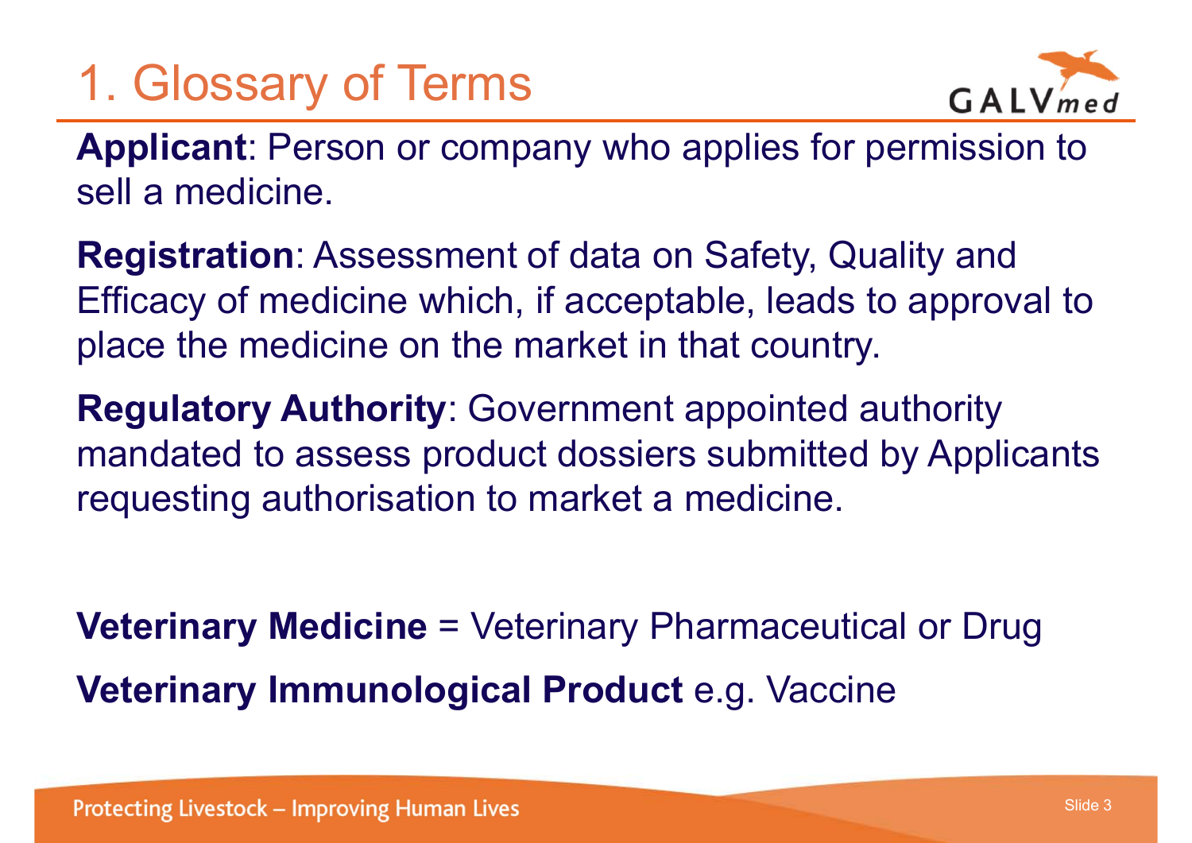# 1. Glossary of Terms

**Applicant**: Person or company who applies for permission to sell a medicine.

**Registration**: Assessment of data on Safety, Quality and Efficacy of medicine which, if acceptable, leads to approval to place the medicine on the market in that country.

**Regulatory Authority**: Government appointed authority mandated to assess product dossiers submitted by Applicants requesting authorisation to market a medicine.

**Veterinary Medicine** = Veterinary Pharmaceutical or Drug

**Veterinary Immunological Product** e.g. Vaccine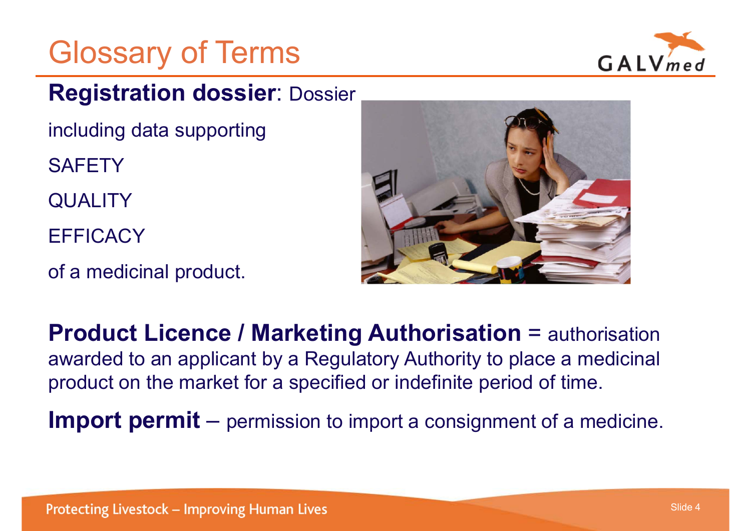# Glossary of Terms

**Registration dossier**: Dossier

including data supporting

SAFETY

QUALITY

EFFICACY

of a medicinal product.

**Product Licence / Marketing Authorisation** = authorisation awarded to an applicant by a Regulatory Authority to place a medicinal product on the market for a specified or indefinite period of time.

**Import permit** – permission to import a consignment of a medicine.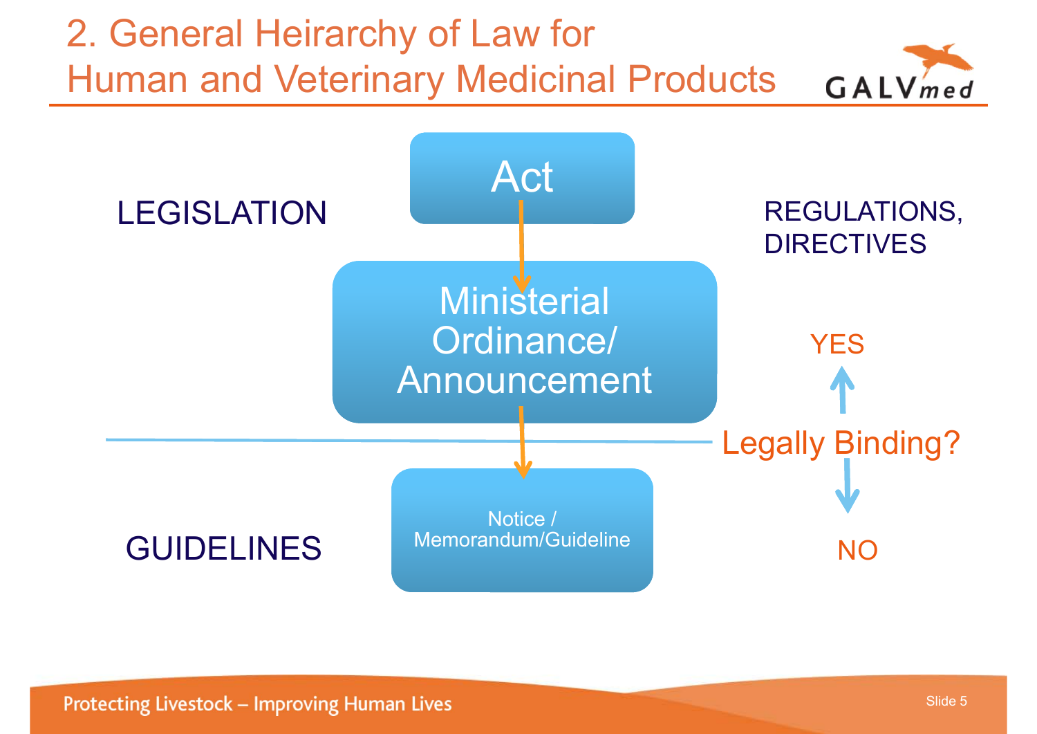# 2. General Heirarchy of Law for Human and Veterinary Medicinal Products

LEGISLATION

- Act
- Ministerial Ordinance/ Announcement

REGULATIONS, DIRECTIVES

YES

Legally Binding?

NO

GUIDELINES

- Notice / Memorandum/Guideline

Protecting Livestock – Improving Human Lives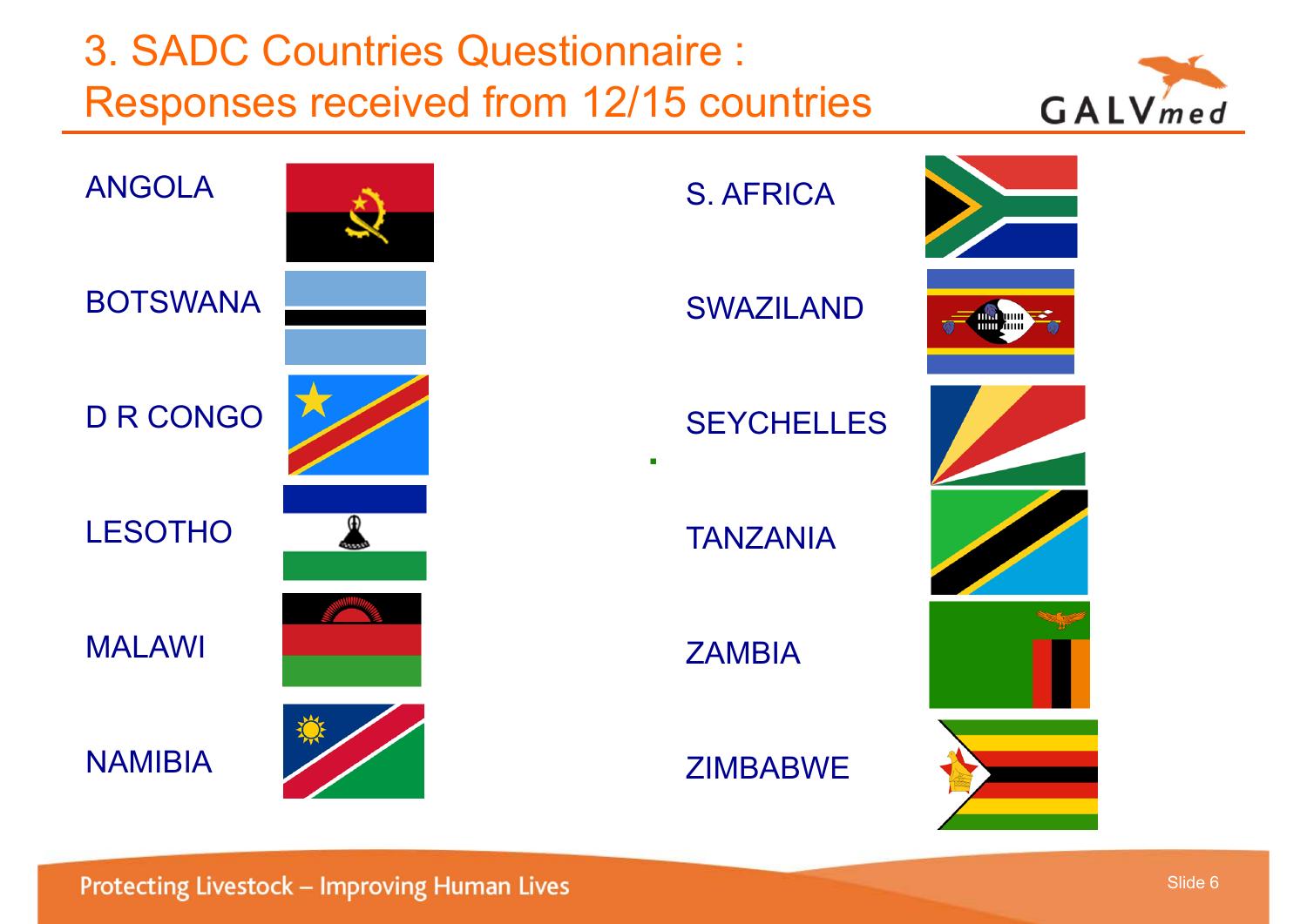# 3. SADC Countries Questionnaire : Responses received from 12/15 countries

- ANGOLA
- BOTSWANA
- D R CONGO
- LESOTHO
- MALAWI
- NAMIBIA
- S. AFRICA
- SWAZILAND
- SEYCHELLES
- TANZANIA
- ZAMBIA
- ZIMBABWE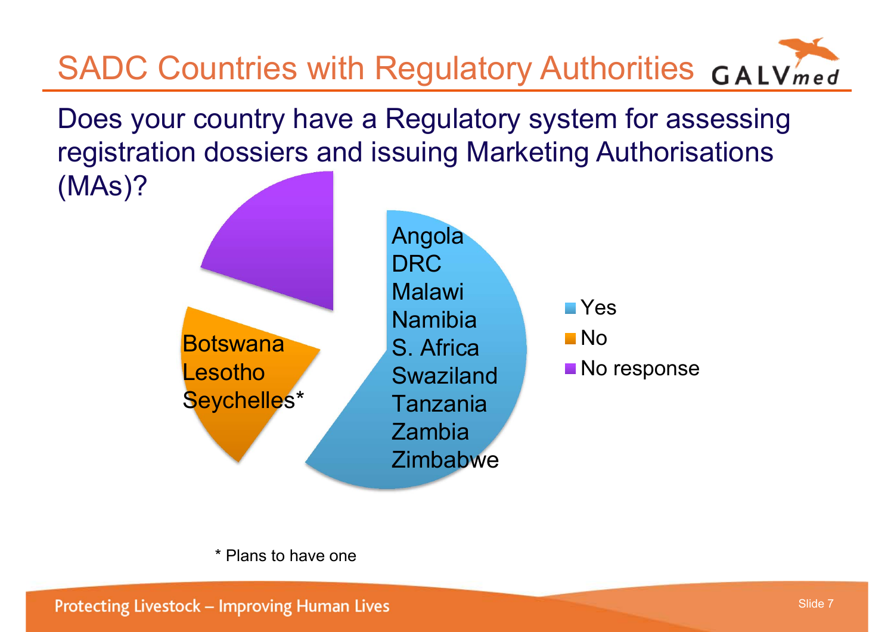# SADC Countries with Regulatory Authorities

Does your country have a Regulatory system for assessing registration dossiers and issuing Marketing Authorisations (MAs)?

**Yes:**
- Angola
- DRC
- Malawi
- Namibia
- S. Africa
- Swaziland
- Tanzania
- Zambia
- Zimbabwe

**No:**
- Botswana
- Lesotho
- Seychelles*

**No response**

\* Plans to have one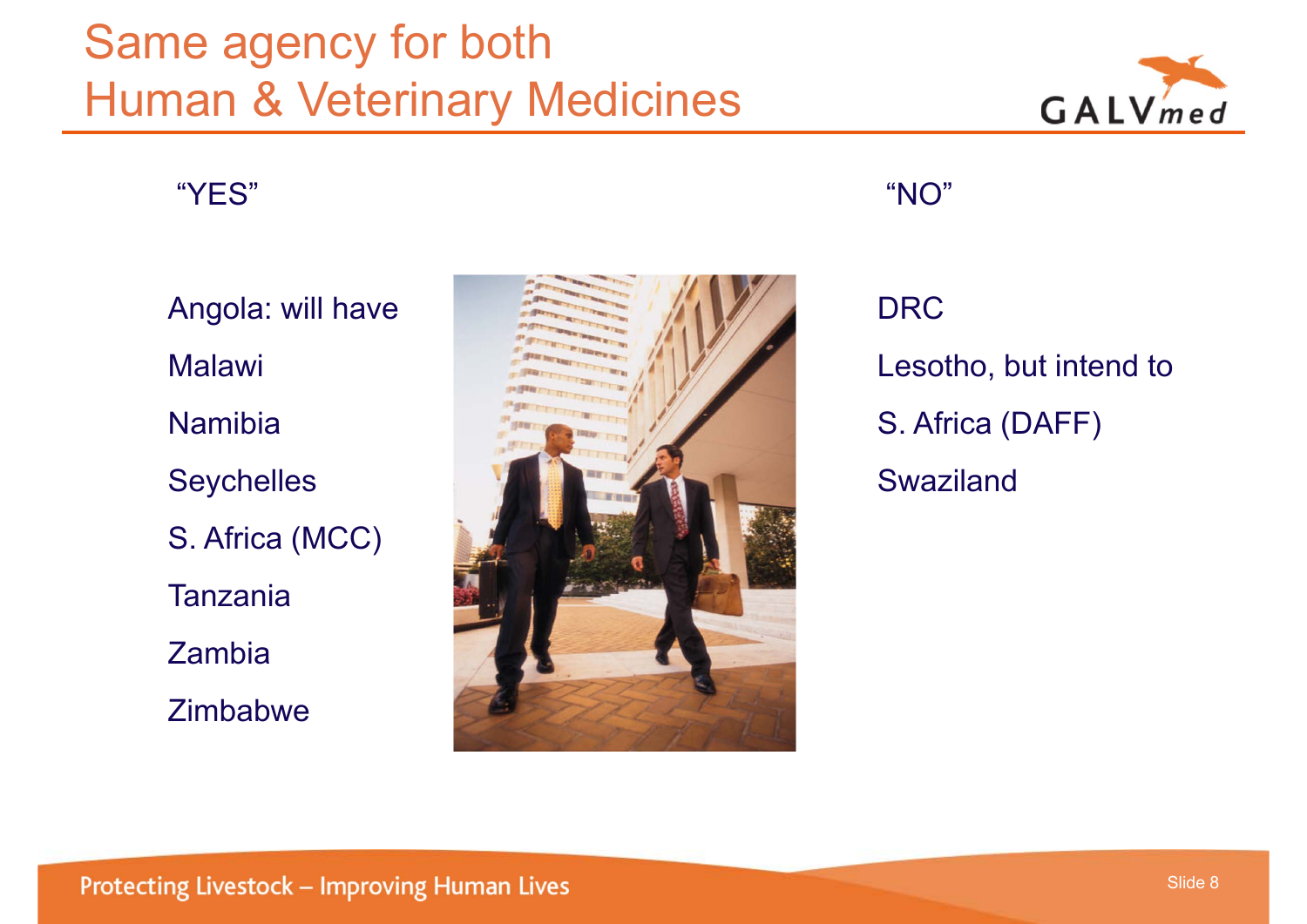# Same agency for both Human & Veterinary Medicines

| "YES" | "NO" |
| --- | --- |
| Angola: will have | DRC |
| Malawi | Lesotho, but intend to |
| Namibia | S. Africa (DAFF) |
| Seychelles | Swaziland |
| S. Africa (MCC) | |
| Tanzania | |
| Zambia | |
| Zimbabwe | |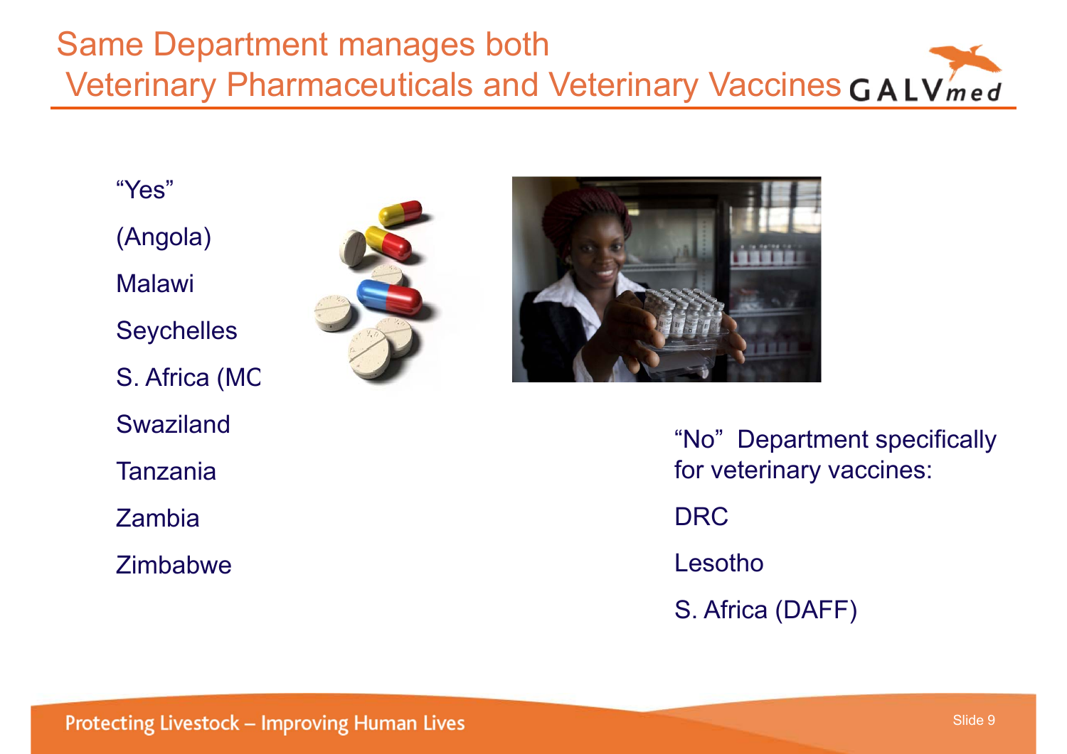# Same Department manages both Veterinary Pharmaceuticals and Veterinary Vaccines

"Yes"

(Angola)

Malawi

Seychelles

S. Africa (MC

Swaziland

Tanzania

Zambia

Zimbabwe

"No" Department specifically for veterinary vaccines:

DRC

Lesotho

S. Africa (DAFF)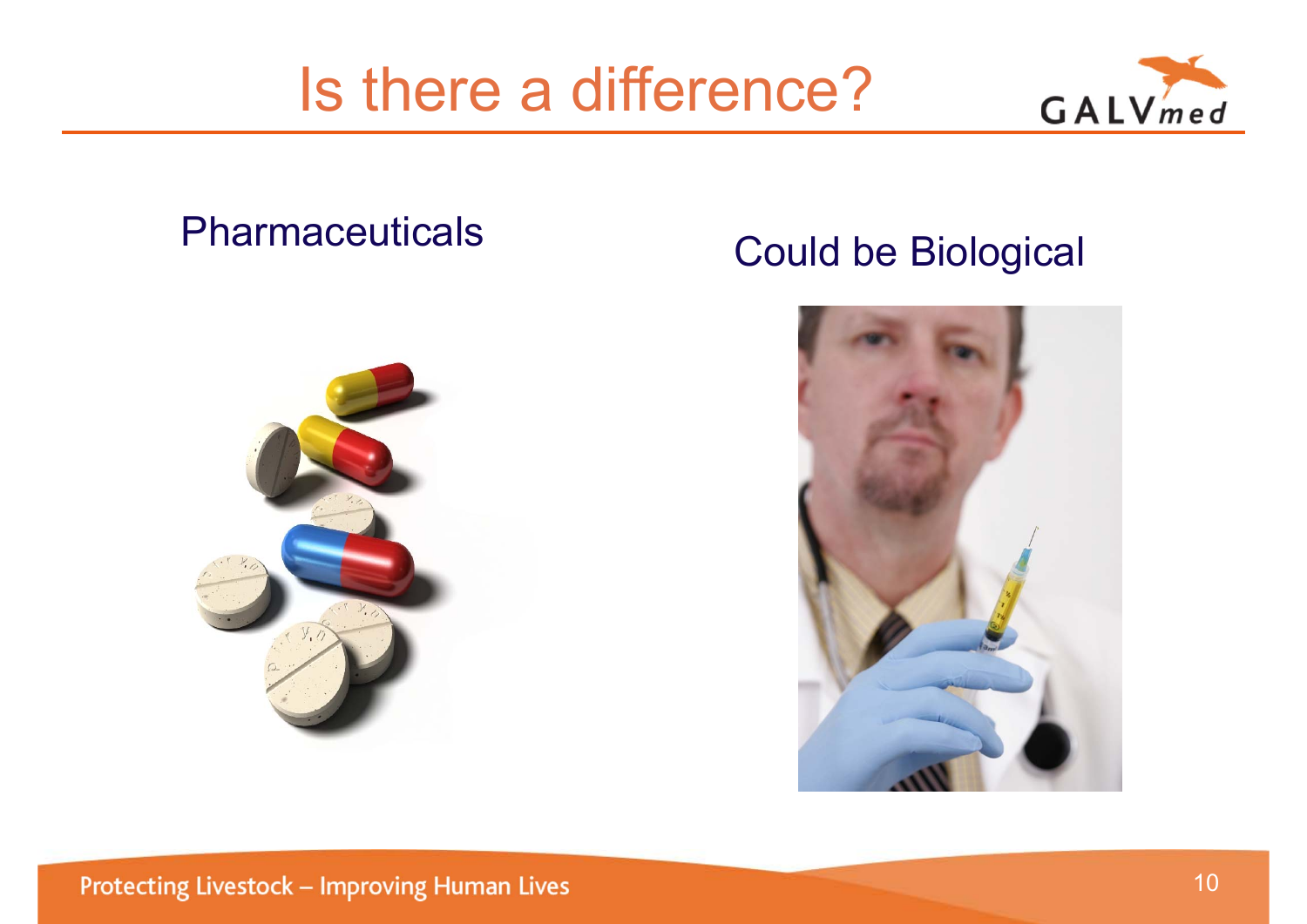# Is there a difference?

Pharmaceuticals

Could be Biological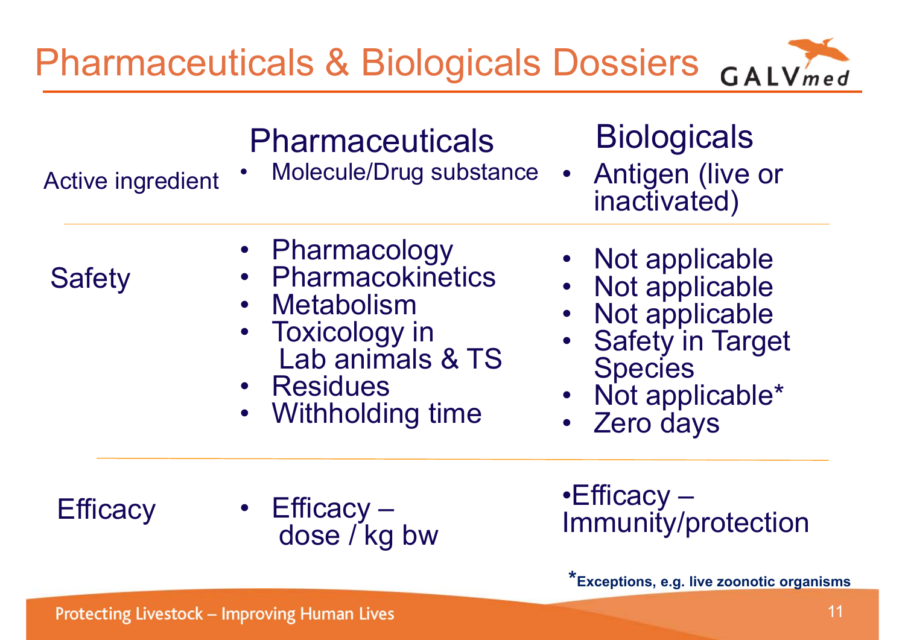# Pharmaceuticals & Biologicals Dossiers

| | Pharmaceuticals | Biologicals |
|---|---|---|
| Active ingredient | • Molecule/Drug substance | • Antigen (live or inactivated) |
| Safety | • Pharmacology<br>• Pharmacokinetics<br>• Metabolism<br>• Toxicology in Lab animals & TS<br>• Residues<br>• Withholding time | • Not applicable<br>• Not applicable<br>• Not applicable<br>• Safety in Target Species<br>• Not applicable*<br>• Zero days |
| Efficacy | • Efficacy – dose / kg bw | •Efficacy – Immunity/protection |

*Exceptions, e.g. live zoonotic organisms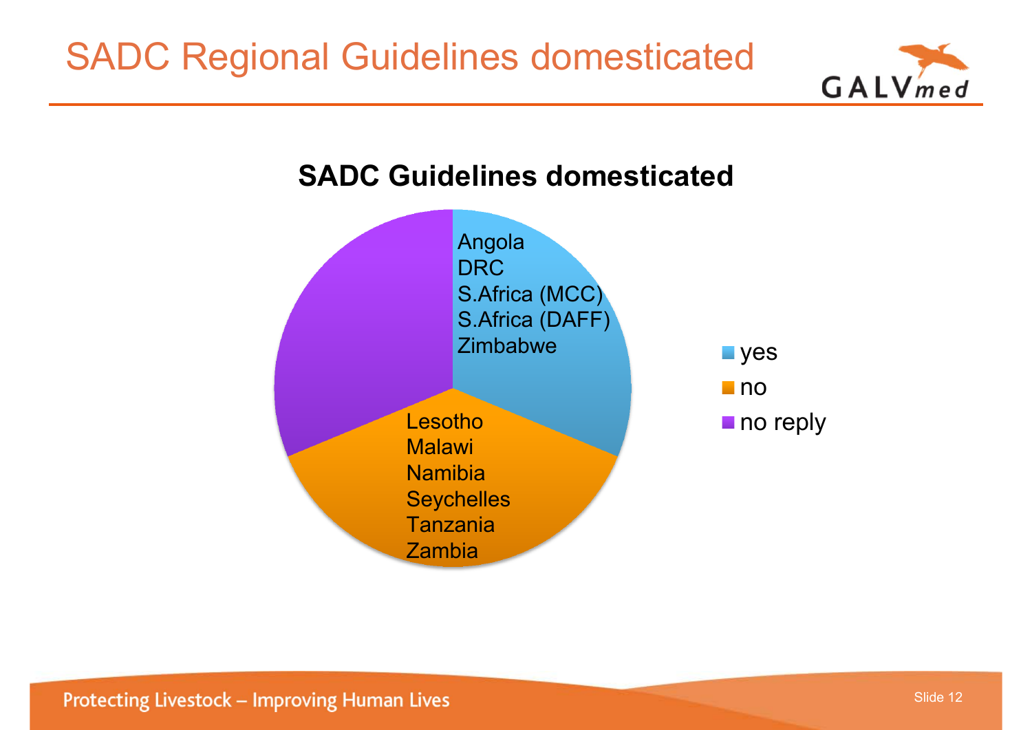# SADC Regional Guidelines domesticated

## SADC Guidelines domesticated

**yes:**
- Angola
- DRC
- S.Africa (MCC)
- S.Africa (DAFF)
- Zimbabwe

**no:**
- Lesotho
- Malawi
- Namibia
- Seychelles
- Tanzania
- Zambia

**no reply**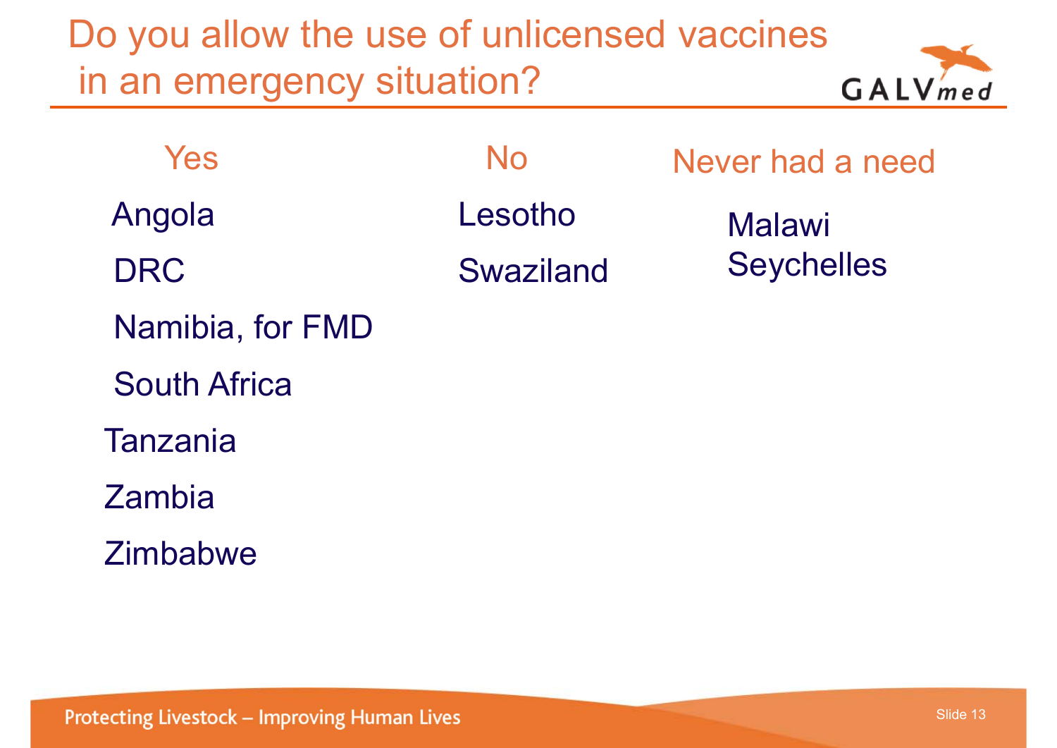# Do you allow the use of unlicensed vaccines in an emergency situation?

| Yes | No | Never had a need |
|---|---|---|
| Angola | Lesotho | Malawi |
| DRC | Swaziland | Seychelles |
| Namibia, for FMD | | |
| South Africa | | |
| Tanzania | | |
| Zambia | | |
| Zimbabwe | | |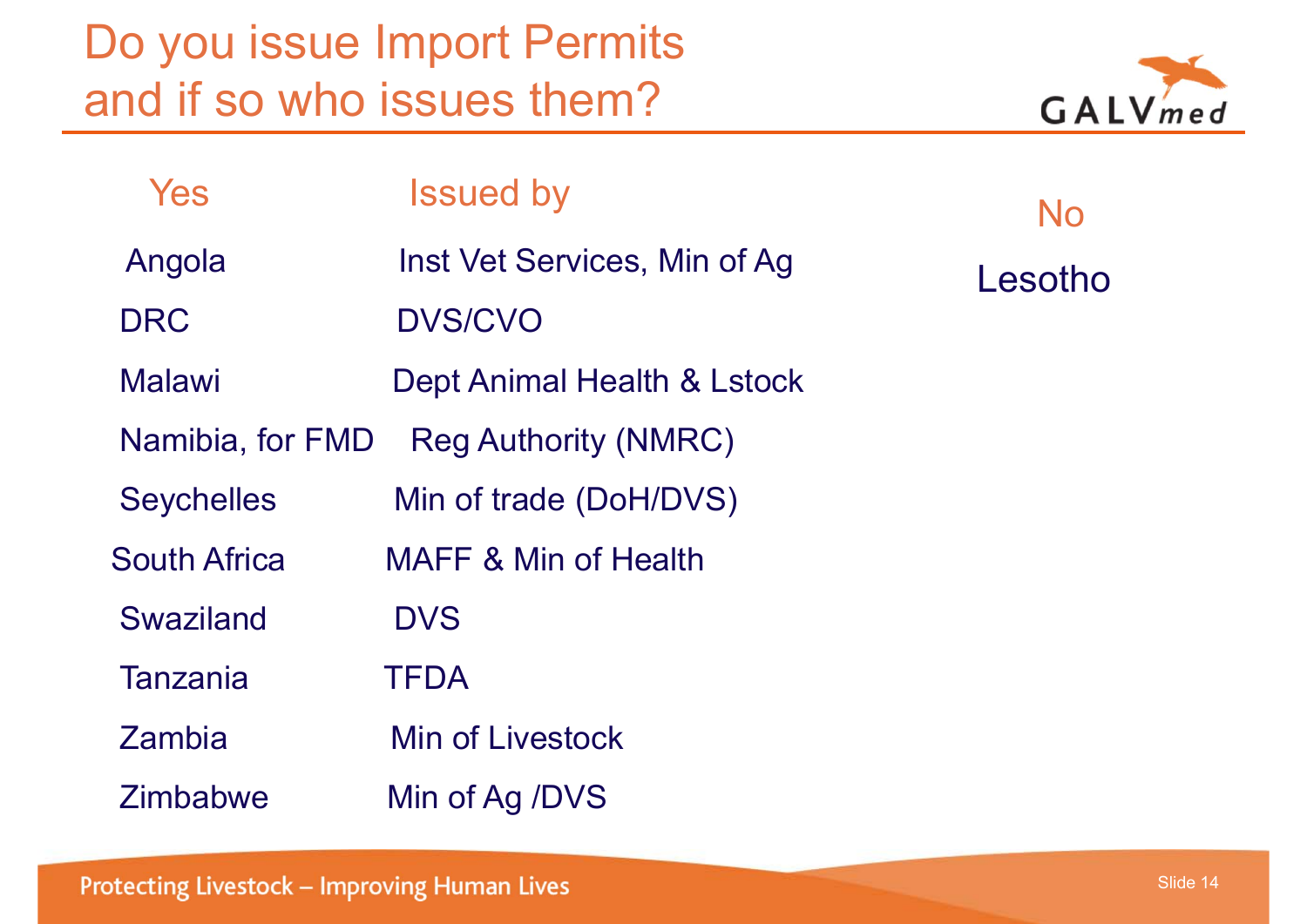# Do you issue Import Permits and if so who issues them?

| Yes | Issued by |
|---|---|
| Angola | Inst Vet Services, Min of Ag |
| DRC | DVS/CVO |
| Malawi | Dept Animal Health & Lstock |
| Namibia, for FMD | Reg Authority (NMRC) |
| Seychelles | Min of trade (DoH/DVS) |
| South Africa | MAFF & Min of Health |
| Swaziland | DVS |
| Tanzania | TFDA |
| Zambia | Min of Livestock |
| Zimbabwe | Min of Ag /DVS |

**No**

Lesotho

Protecting Livestock – Improving Human Lives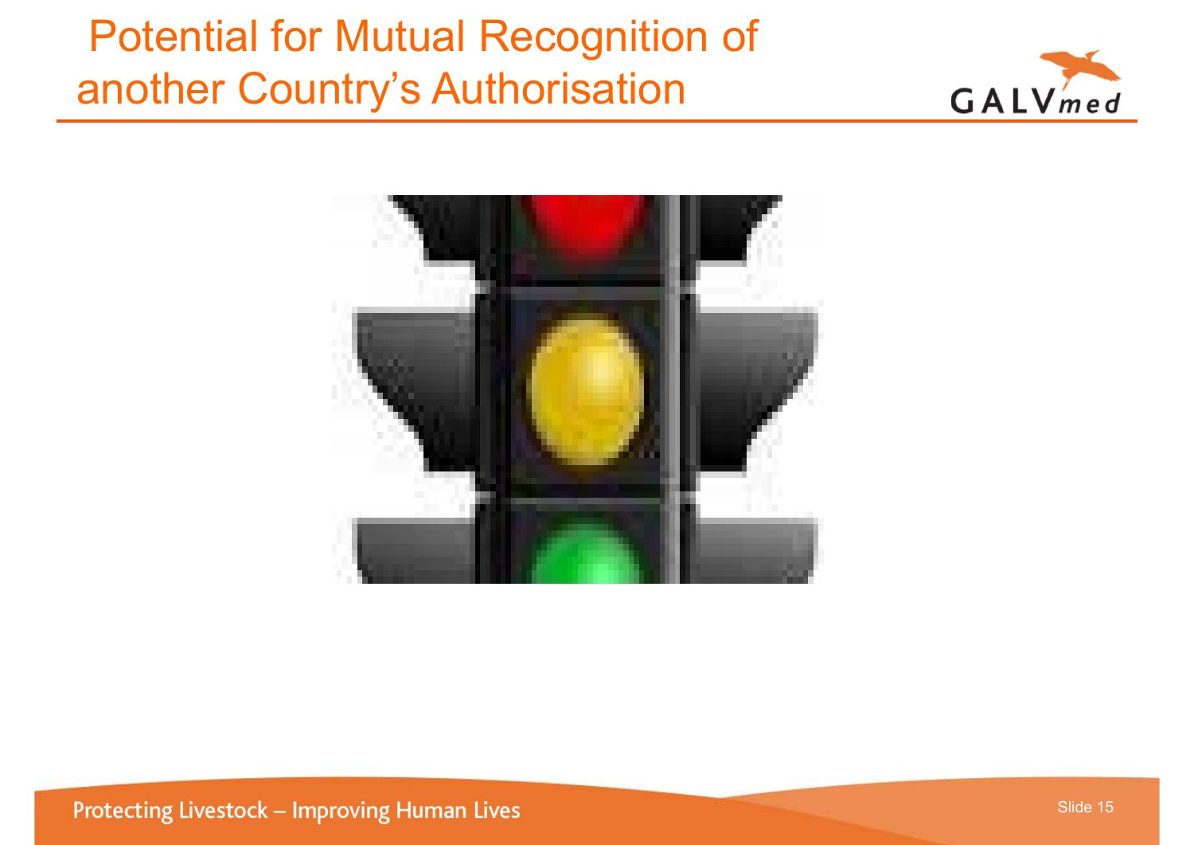# Potential for Mutual Recognition of another Country's Authorisation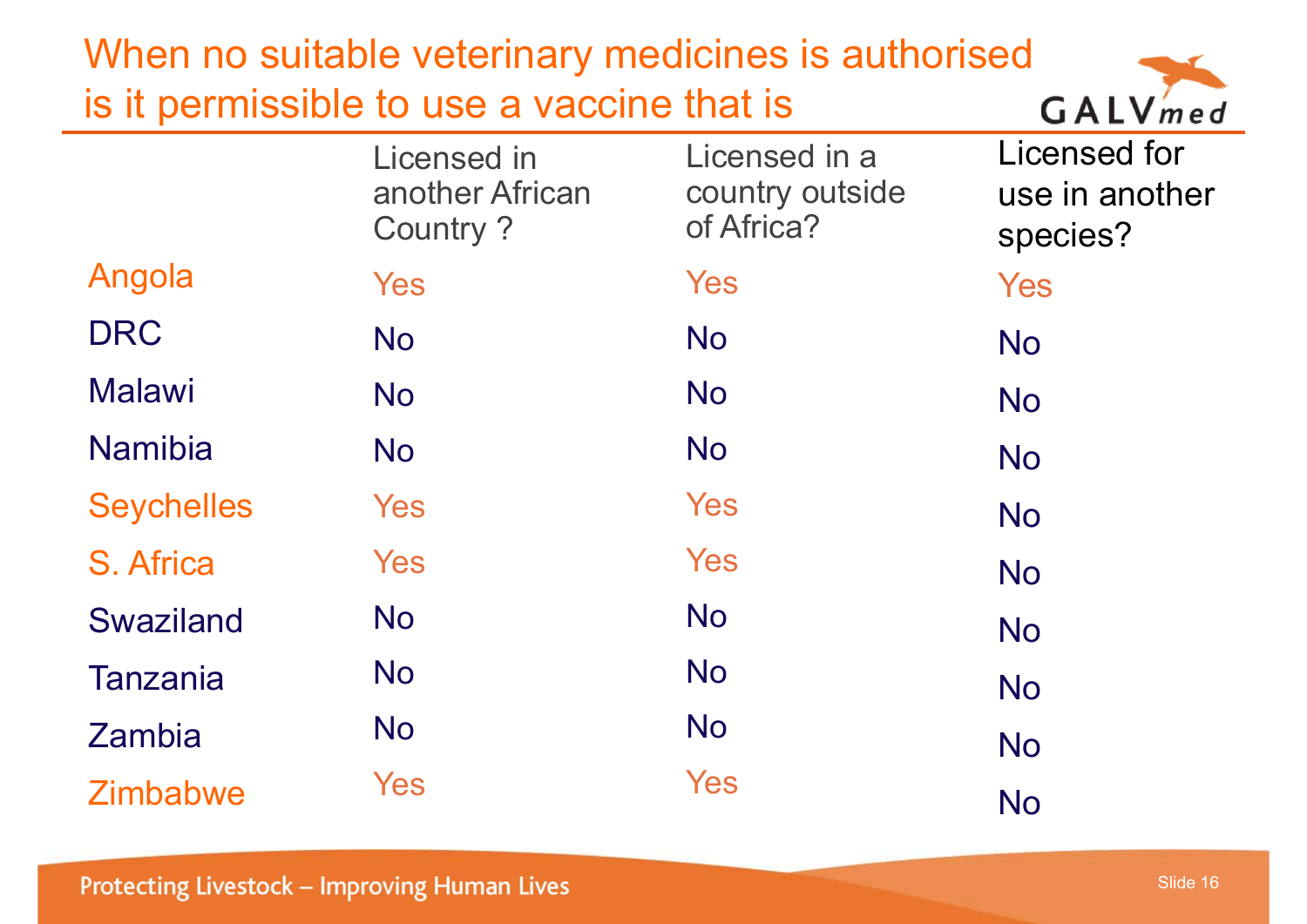# When no suitable veterinary medicines is authorised is it permissible to use a vaccine that is

| | Licensed in another African Country ? | Licensed in a country outside of Africa? | Licensed for use in another species? |
|---|---|---|---|
| Angola | Yes | Yes | Yes |
| DRC | No | No | No |
| Malawi | No | No | No |
| Namibia | No | No | No |
| Seychelles | Yes | Yes | No |
| S. Africa | Yes | Yes | No |
| Swaziland | No | No | No |
| Tanzania | No | No | No |
| Zambia | No | No | No |
| Zimbabwe | Yes | Yes | No |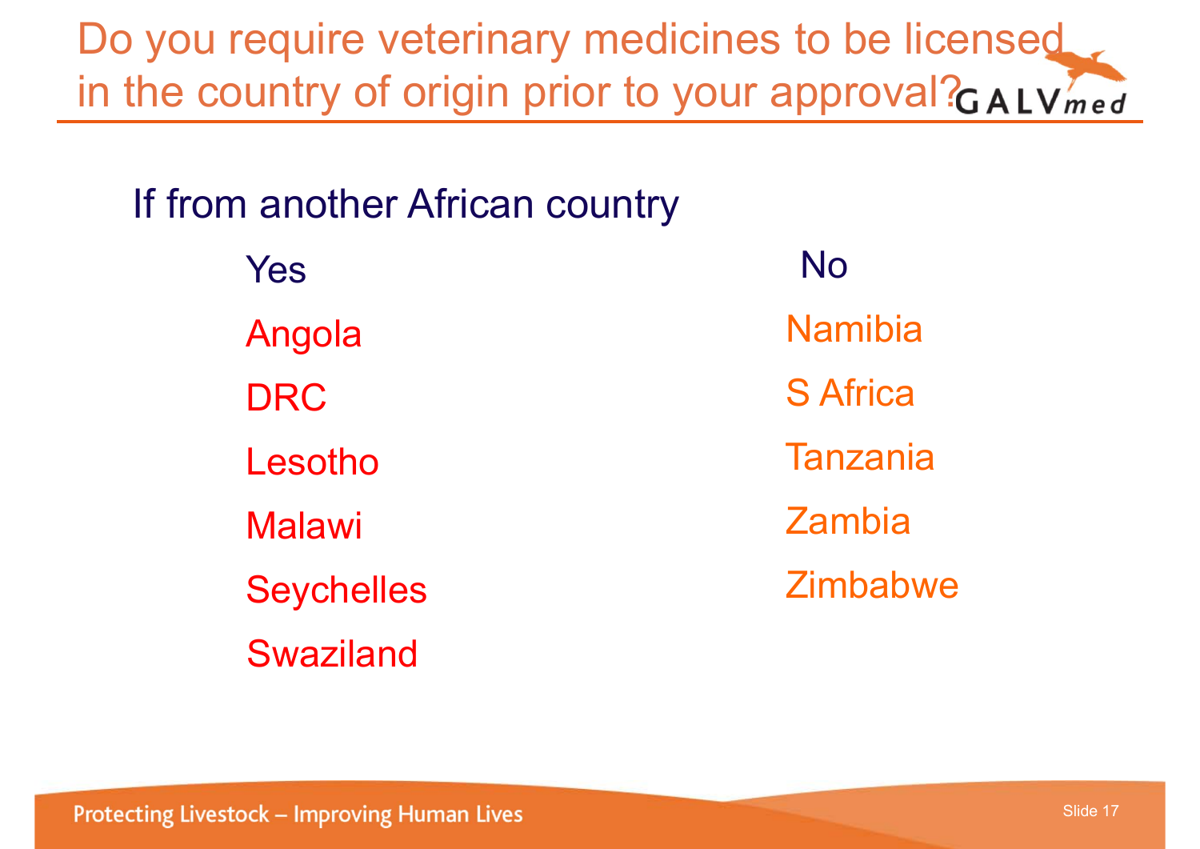# Do you require veterinary medicines to be licensed in the country of origin prior to your approval?

If from another African country

| Yes | No |
| --- | --- |
| Angola | Namibia |
| DRC | S Africa |
| Lesotho | Tanzania |
| Malawi | Zambia |
| Seychelles | Zimbabwe |
| Swaziland | |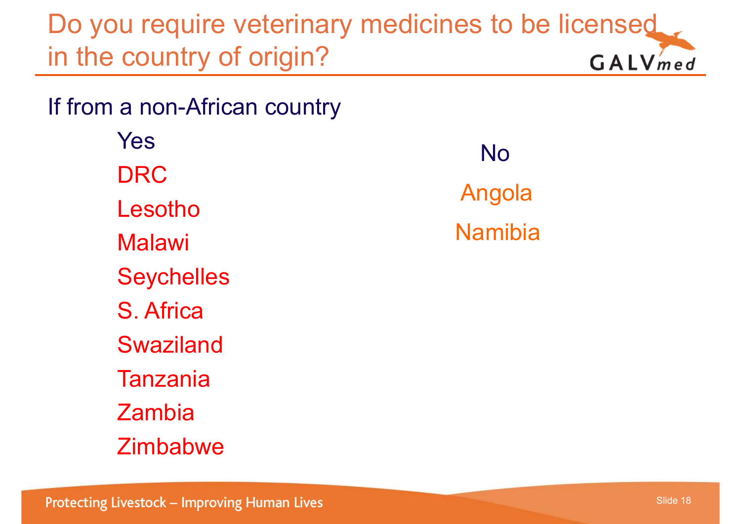# Do you require veterinary medicines to be licensed in the country of origin?

If from a non-African country

| Yes | No |
|---|---|
| DRC | Angola |
| Lesotho | Namibia |
| Malawi | |
| Seychelles | |
| S. Africa | |
| Swaziland | |
| Tanzania | |
| Zambia | |
| Zimbabwe | |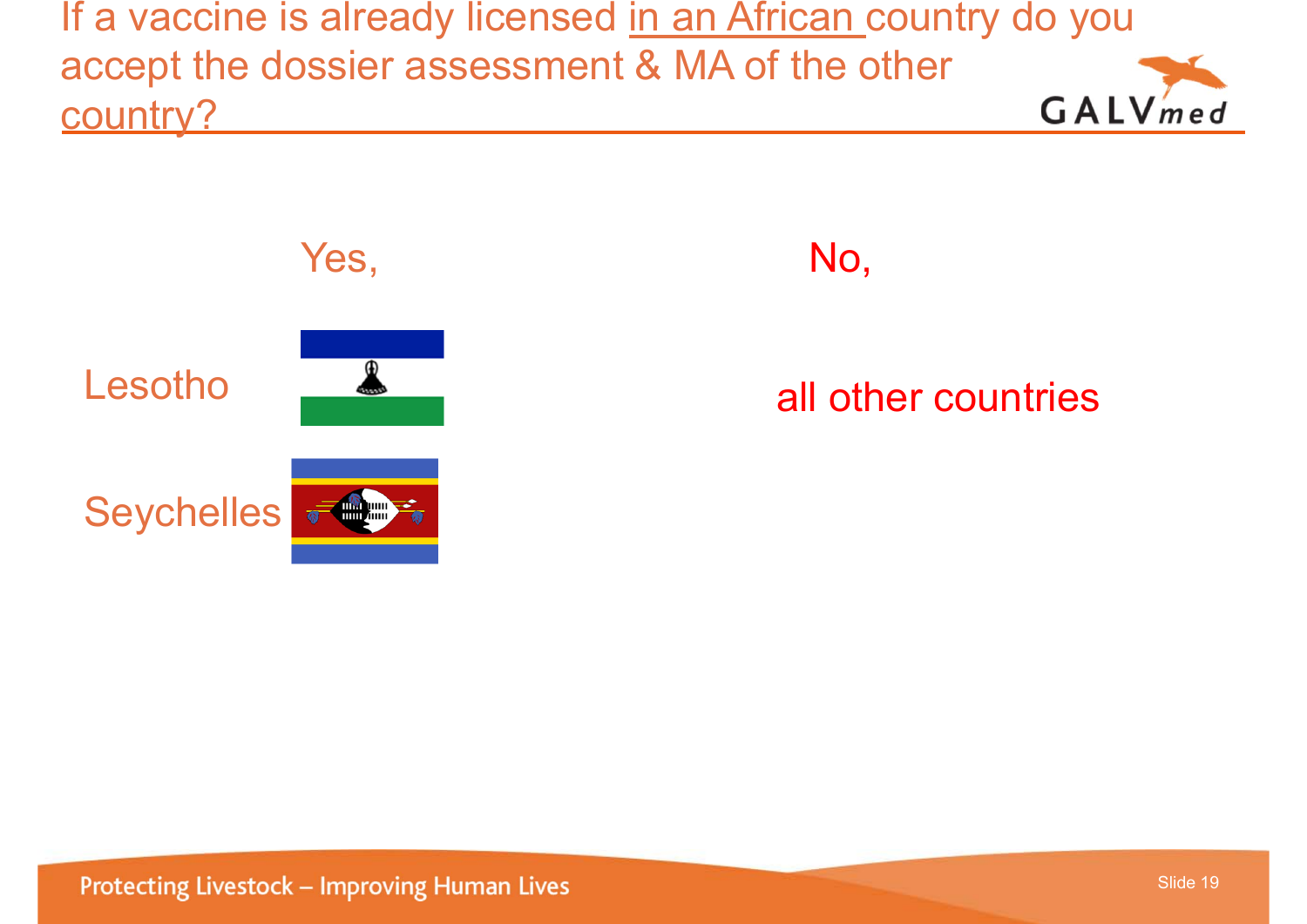# If a vaccine is already licensed in an African country do you accept the dossier assessment & MA of the other country?

| Yes, | No, |
|---|---|
| Lesotho | all other countries |
| Seychelles | |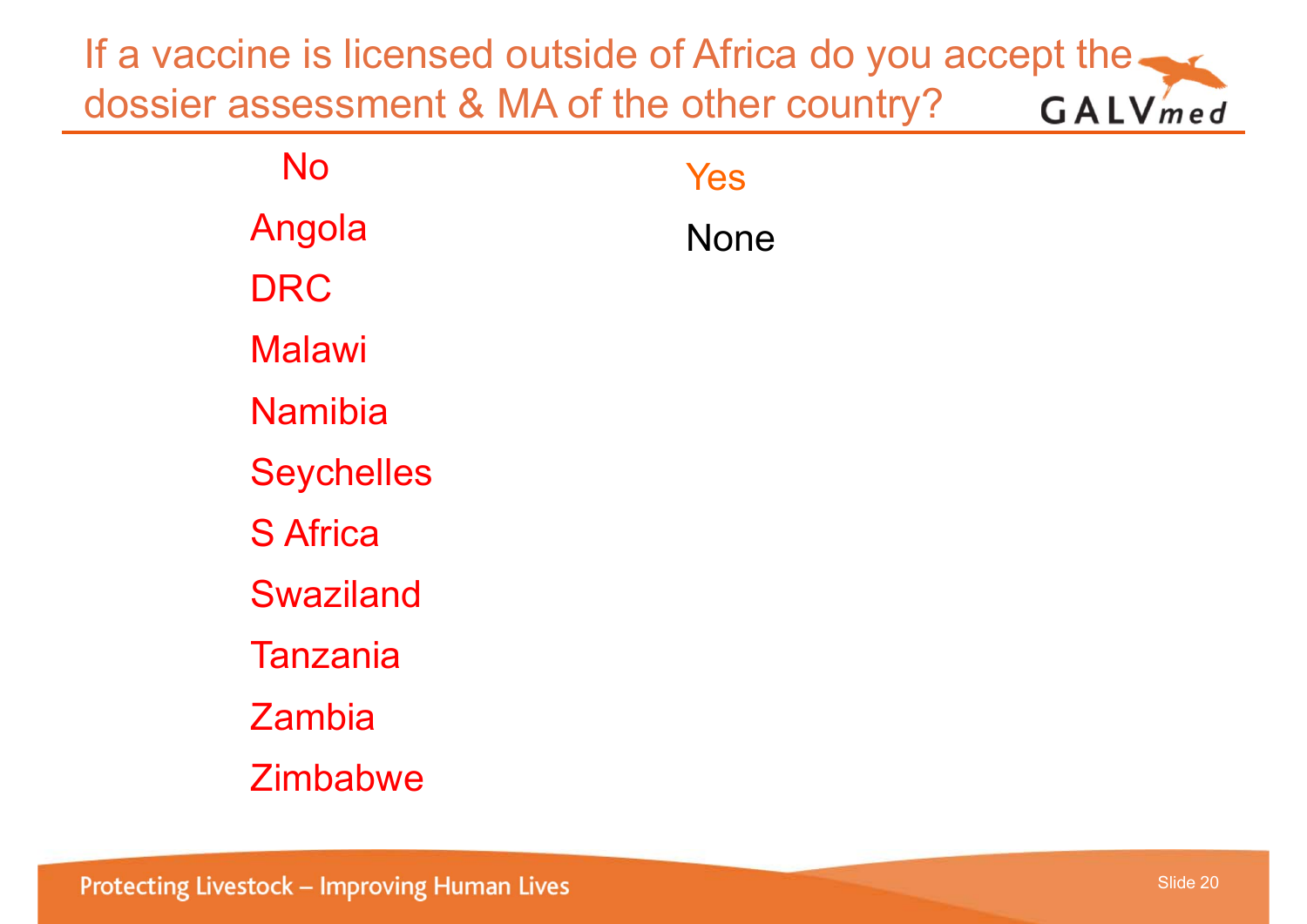# If a vaccine is licensed outside of Africa do you accept the dossier assessment & MA of the other country?

| No | Yes |
|---|---|
| Angola | None |
| DRC | |
| Malawi | |
| Namibia | |
| Seychelles | |
| S Africa | |
| Swaziland | |
| Tanzania | |
| Zambia | |
| Zimbabwe | |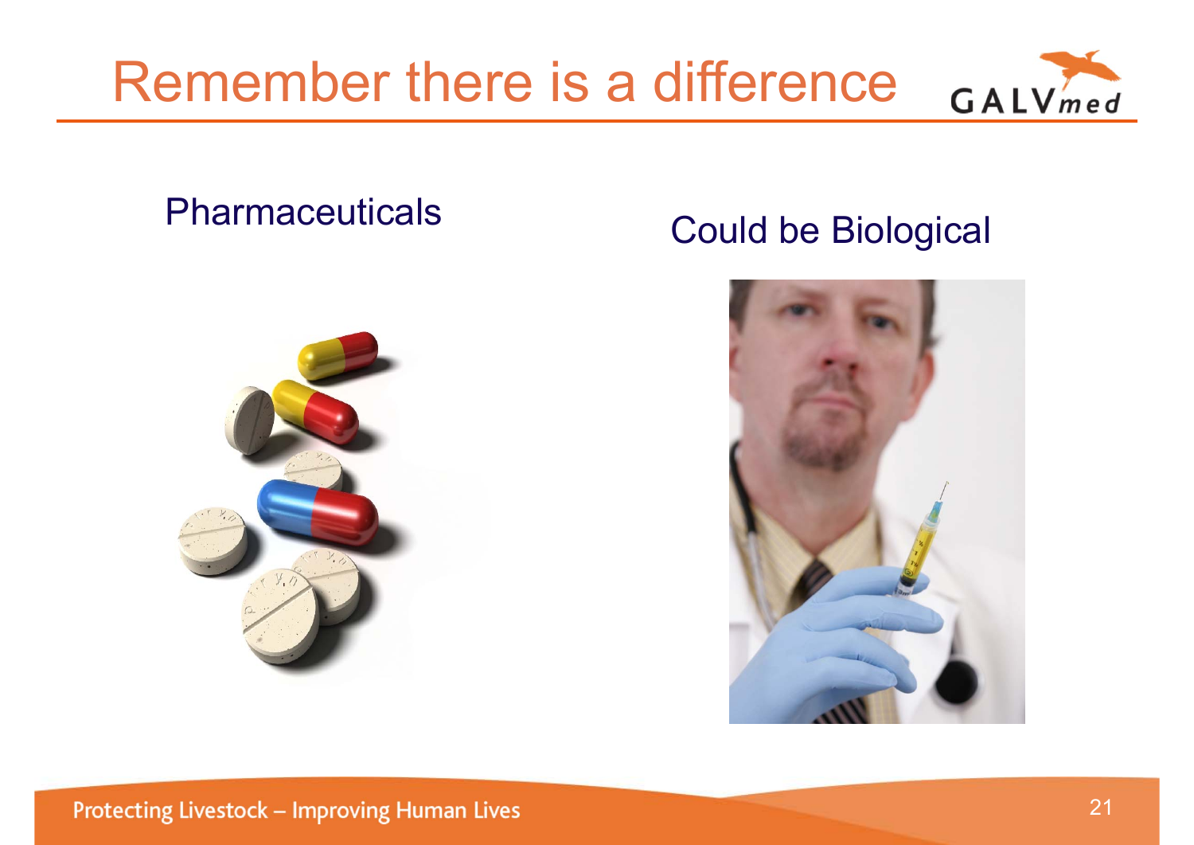# Remember there is a difference

Pharmaceuticals

Could be Biological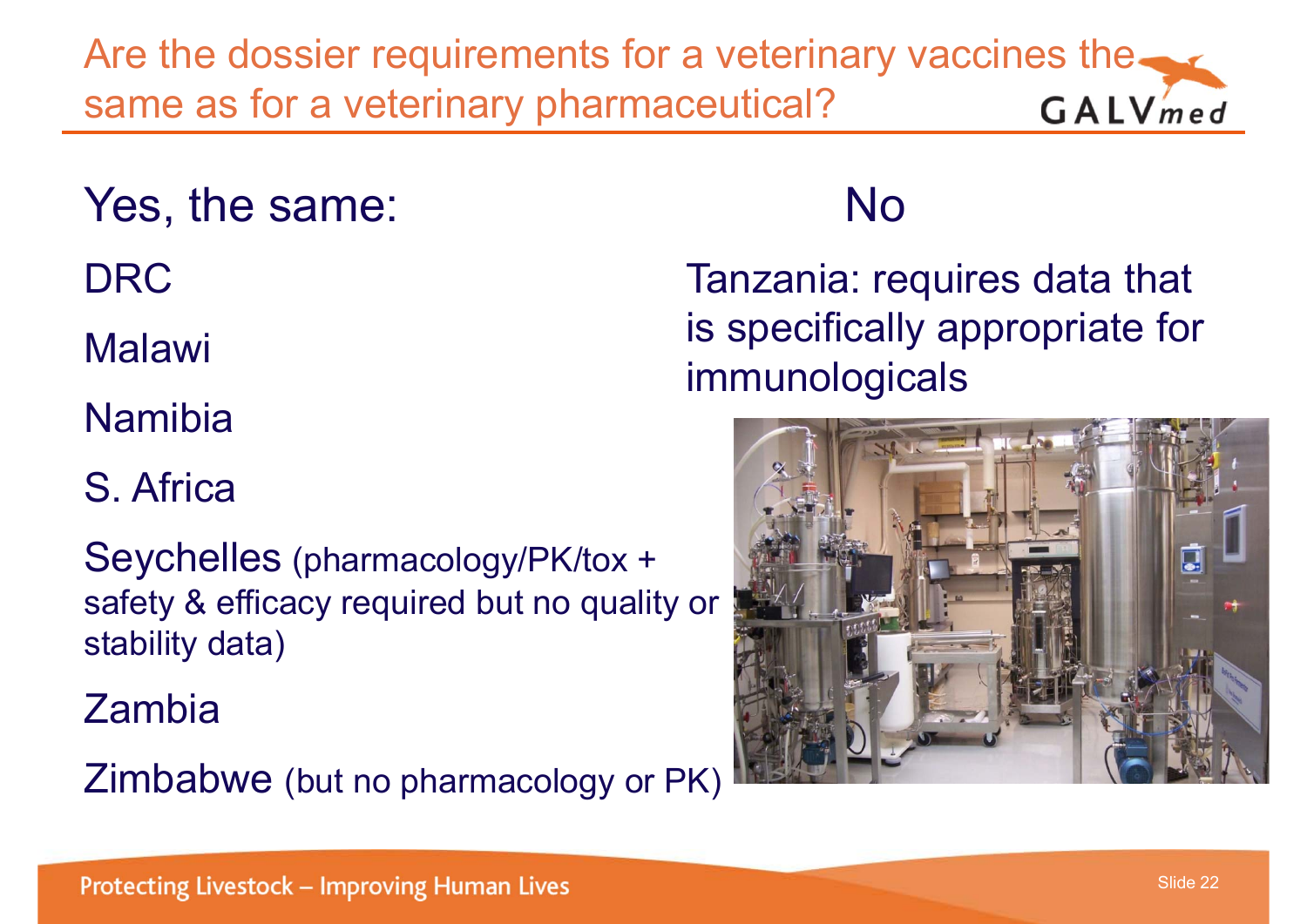# Are the dossier requirements for a veterinary vaccines the same as for a veterinary pharmaceutical?

## Yes, the same:

- DRC
- Malawi
- Namibia
- S. Africa
- Seychelles (pharmacology/PK/tox + safety & efficacy required but no quality or stability data)
- Zambia
- Zimbabwe (but no pharmacology or PK)

## No

Tanzania: requires data that is specifically appropriate for immunologicals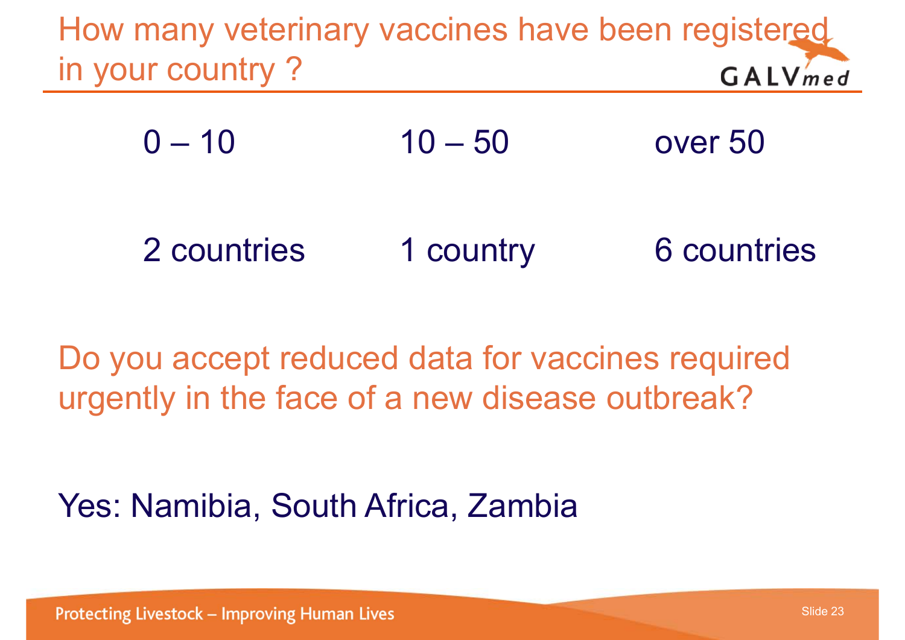## How many veterinary vaccines have been registered in your country ?

| 0 – 10 | 10 – 50 | over 50 |
|---|---|---|
| 2 countries | 1 country | 6 countries |

## Do you accept reduced data for vaccines required urgently in the face of a new disease outbreak?

Yes: Namibia, South Africa, Zambia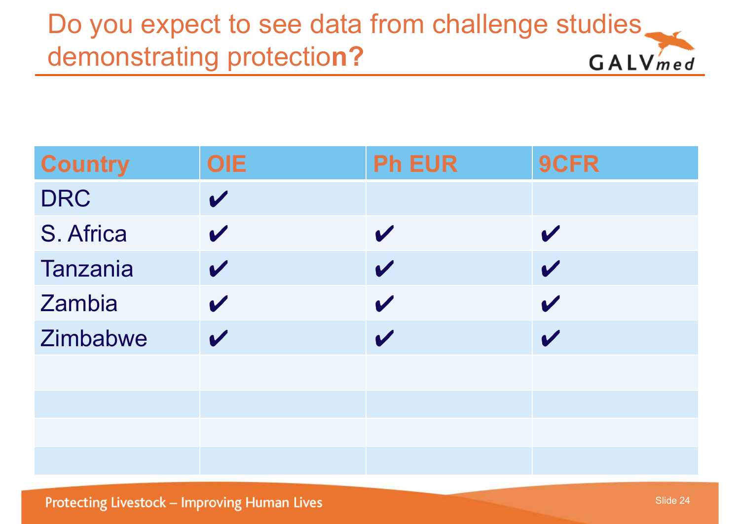# Do you expect to see data from challenge studies demonstrating protection?

| Country | OIE | Ph EUR | 9CFR |
|---|---|---|---|
| DRC | ✔ | | |
| S. Africa | ✔ | ✔ | ✔ |
| Tanzania | ✔ | ✔ | ✔ |
| Zambia | ✔ | ✔ | ✔ |
| Zimbabwe | ✔ | ✔ | ✔ |
| | | | |
| | | | |
| | | | |
| | | | |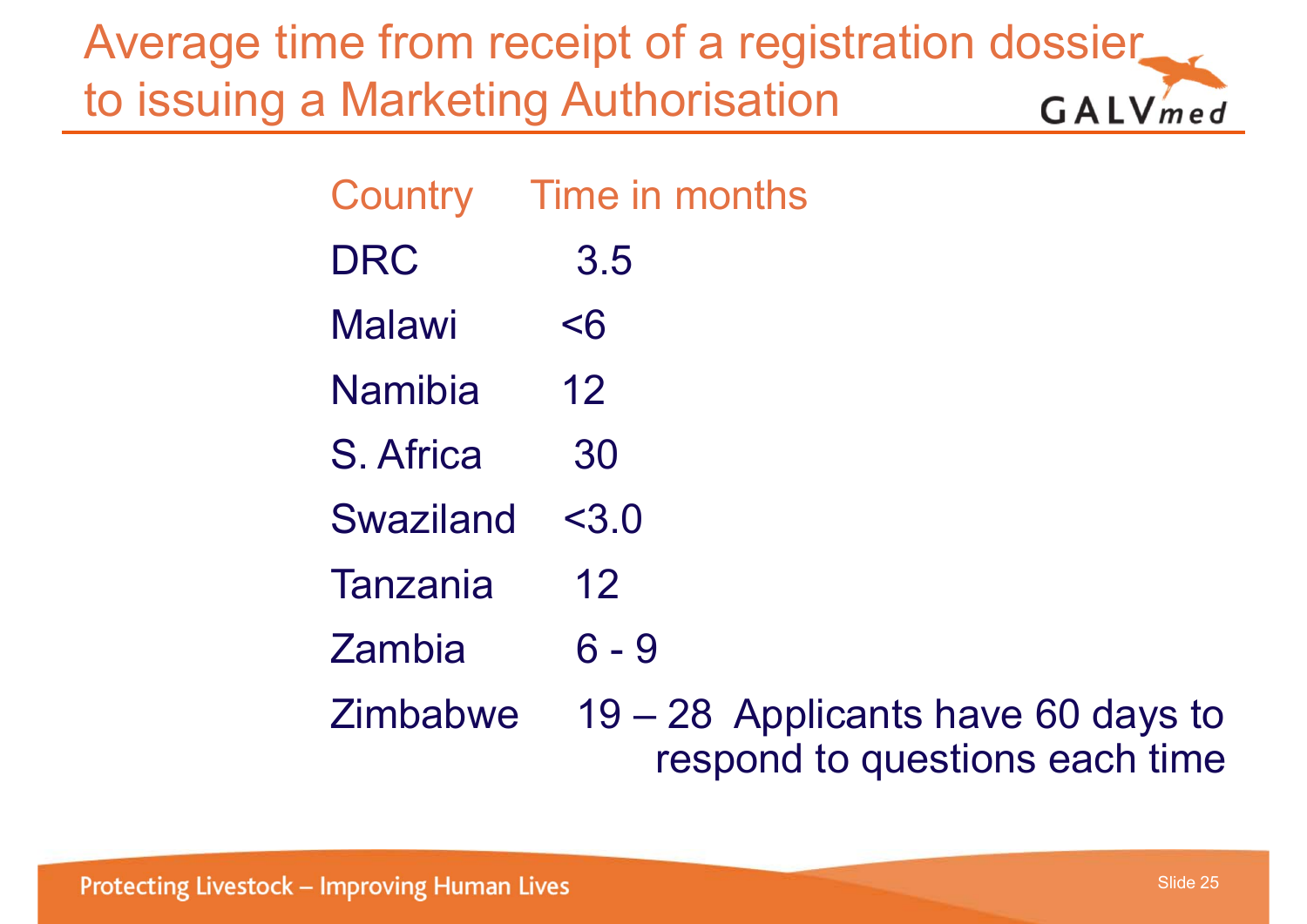# Average time from receipt of a registration dossier to issuing a Marketing Authorisation

| Country | Time in months |
|---|---|
| DRC | 3.5 |
| Malawi | <6 |
| Namibia | 12 |
| S. Africa | 30 |
| Swaziland | <3.0 |
| Tanzania | 12 |
| Zambia | 6 - 9 |
| Zimbabwe | 19 – 28 Applicants have 60 days to respond to questions each time |

Protecting Livestock – Improving Human Lives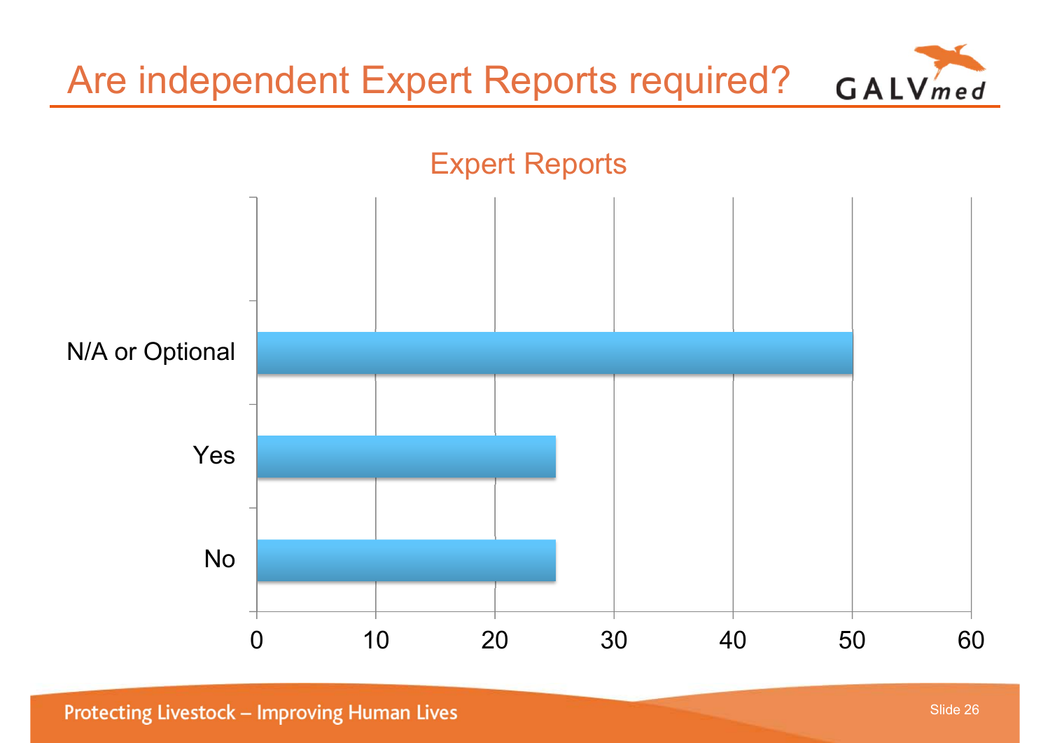# Are independent Expert Reports required?

## Expert Reports

| Category | Value |
|---|---|
| N/A or Optional | 50 |
| Yes | 25 |
| No | 25 |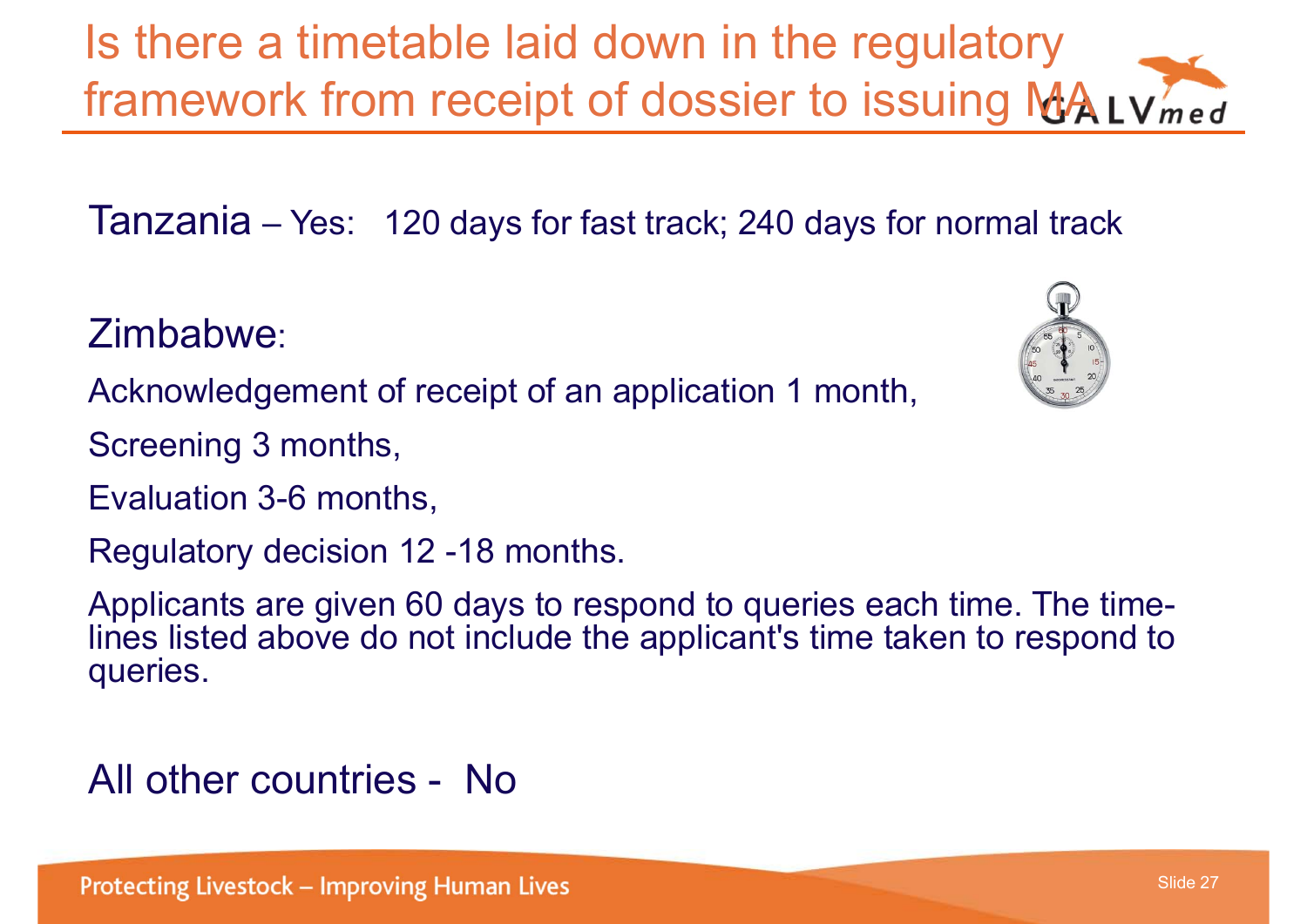# Is there a timetable laid down in the regulatory framework from receipt of dossier to issuing MA

Tanzania – Yes: 120 days for fast track; 240 days for normal track

Zimbabwe:

Acknowledgement of receipt of an application 1 month,

Screening 3 months,

Evaluation 3-6 months,

Regulatory decision 12 -18 months.

Applicants are given 60 days to respond to queries each time. The time-lines listed above do not include the applicant's time taken to respond to queries.

All other countries - No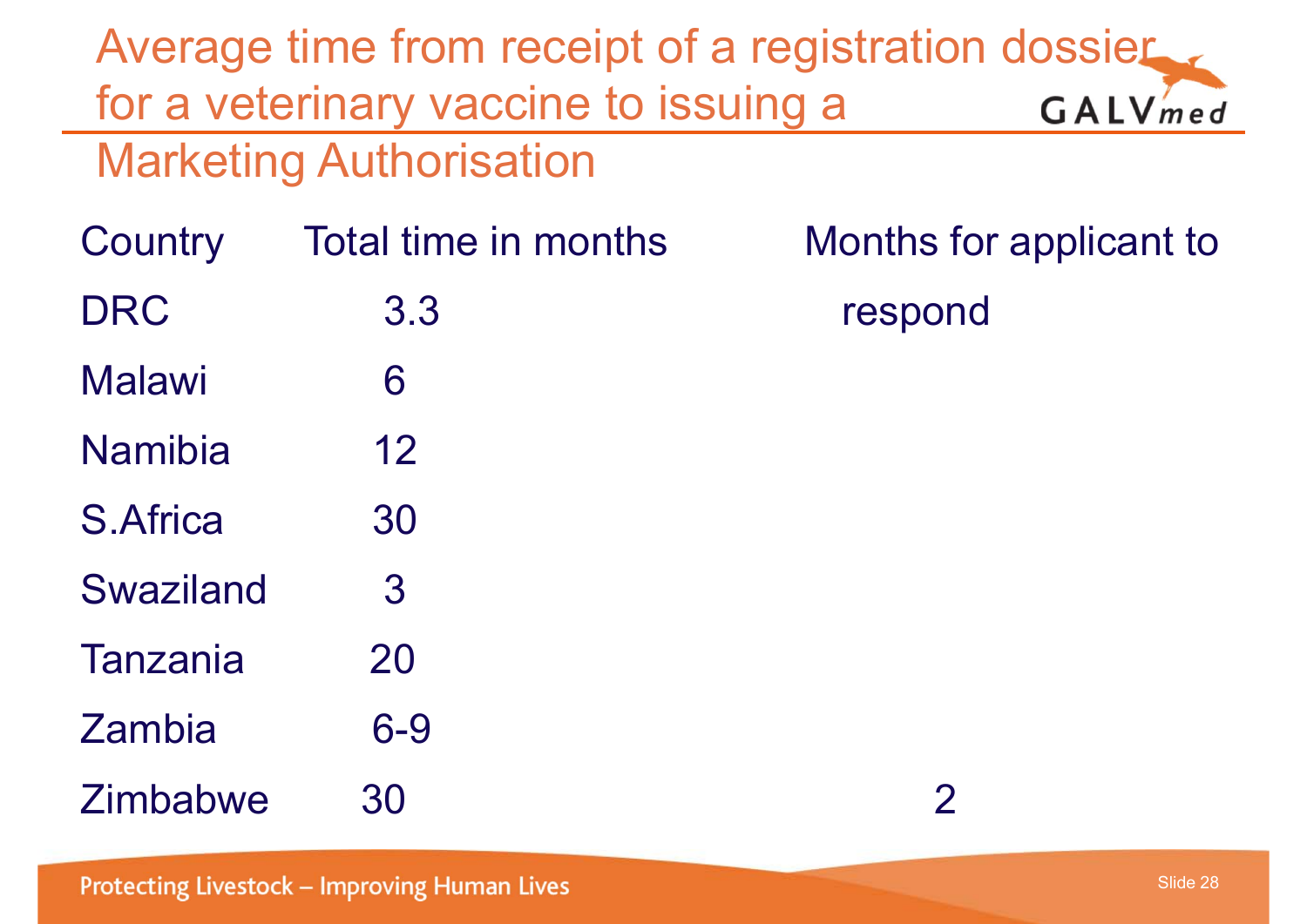# Average time from receipt of a registration dossier for a veterinary vaccine to issuing a Marketing Authorisation

| Country | Total time in months | Months for applicant to respond |
|---|---|---|
| DRC | 3.3 | |
| Malawi | 6 | |
| Namibia | 12 | |
| S.Africa | 30 | |
| Swaziland | 3 | |
| Tanzania | 20 | |
| Zambia | 6-9 | |
| Zimbabwe | 30 | 2 |

Protecting Livestock – Improving Human Lives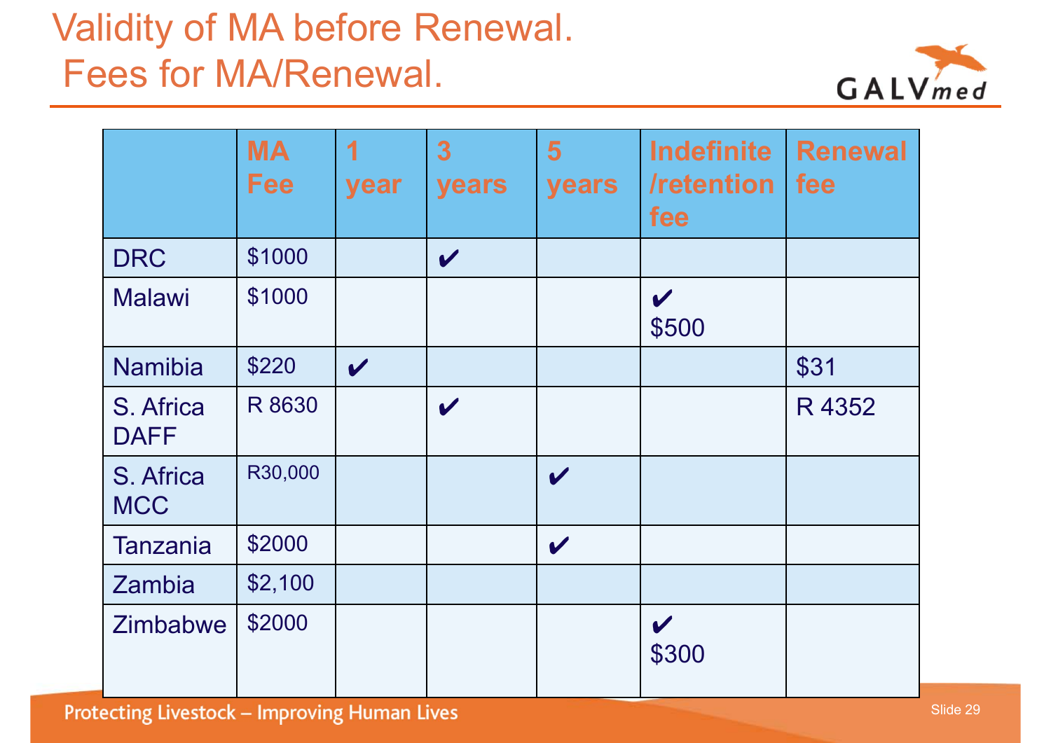# Validity of MA before Renewal.
# Fees for MA/Renewal.

| | MA Fee | 1 year | 3 years | 5 years | Indefinite /retention fee | Renewal fee |
|---|---|---|---|---|---|---|
| DRC | $1000 | | ✔ | | | |
| Malawi | $1000 | | | | ✔ $500 | |
| Namibia | $220 | ✔ | | | | $31 |
| S. Africa DAFF | R 8630 | | ✔ | | | R 4352 |
| S. Africa MCC | R30,000 | | | ✔ | | |
| Tanzania | $2000 | | | ✔ | | |
| Zambia | $2,100 | | | | | |
| Zimbabwe | $2000 | | | | ✔ $300 | |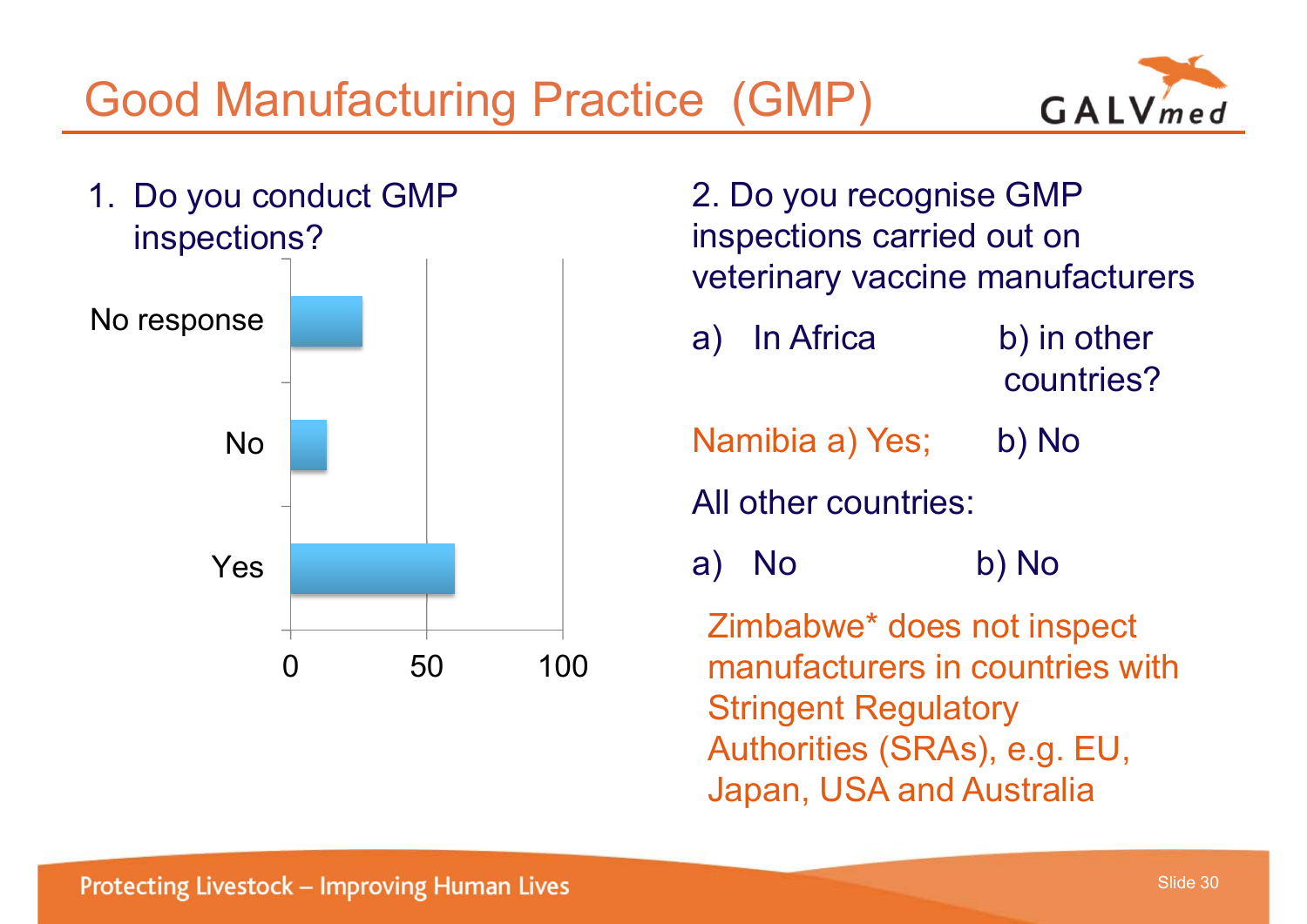# Good Management Practice (GMP)

1. Do you conduct GMP inspections?

| Response | Value |
|---|---|
| No response | ~27 |
| No | ~13 |
| Yes | ~60 |

Axis: 0, 50, 100

2. Do you recognise GMP inspections carried out on veterinary vaccine manufacturers

a) In Africa b) in other countries?

Namibia a) Yes; b) No

All other countries:

a) No b) No

Zimbabwe* does not inspect manufacturers in countries with Stringent Regulatory Authorities (SRAs), e.g. EU, Japan, USA and Australia

# Good Manufacturing Practice (GMP)

1. Do you conduct GMP inspections?

| Response | Value |
|---|---|
| No response | ~27 |
| No | ~13 |
| Yes | ~60 |

Axis: 0, 50, 100

2. Do you recognise GMP inspections carried out on veterinary vaccine manufacturers

a) In Africa b) in other countries?

Namibia a) Yes; b) No

All other countries:

a) No b) No

Zimbabwe* does not inspect manufacturers in countries with Stringent Regulatory Authorities (SRAs), e.g. EU, Japan, USA and Australia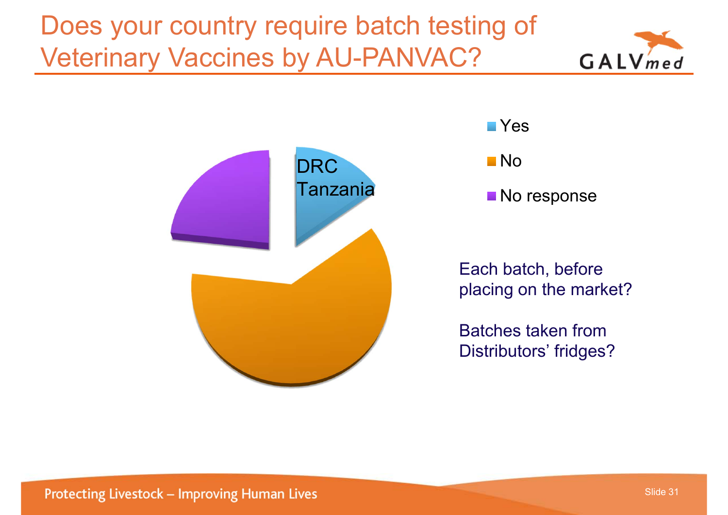# Does your country require batch testing of Veterinary Vaccines by AU-PANVAC?

- Yes
- No
- No response

DRC
Tanzania

Each batch, before placing on the market?

Batches taken from Distributors' fridges?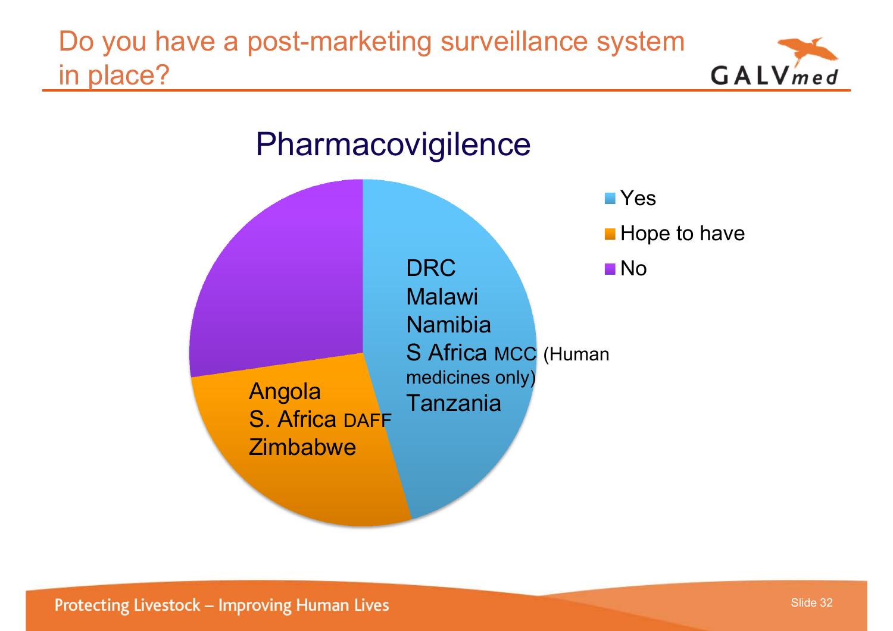# Do you have a post-marketing surveillance system in place?

## Pharmacovigilence

- Yes
- Hope to have
- No

**Yes:**
DRC
Malawi
Namibia
S Africa MCC (Human medicines only)
Tanzania

**Hope to have:**
Angola
S. Africa DAFF
Zimbabwe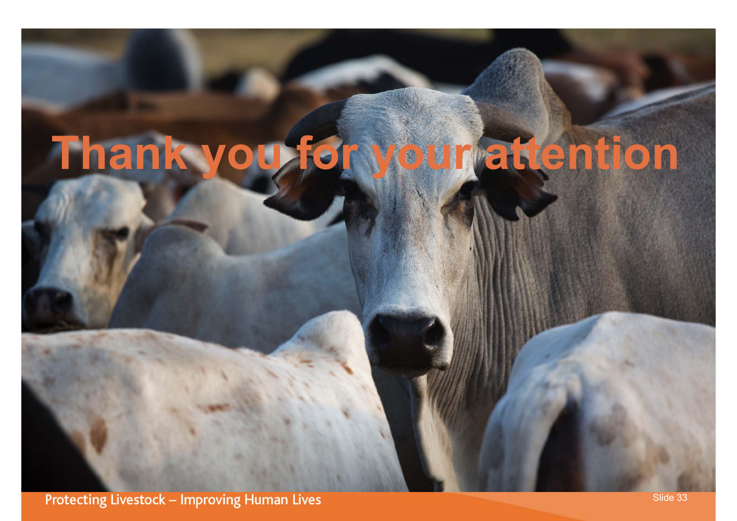# Thank you for your attention